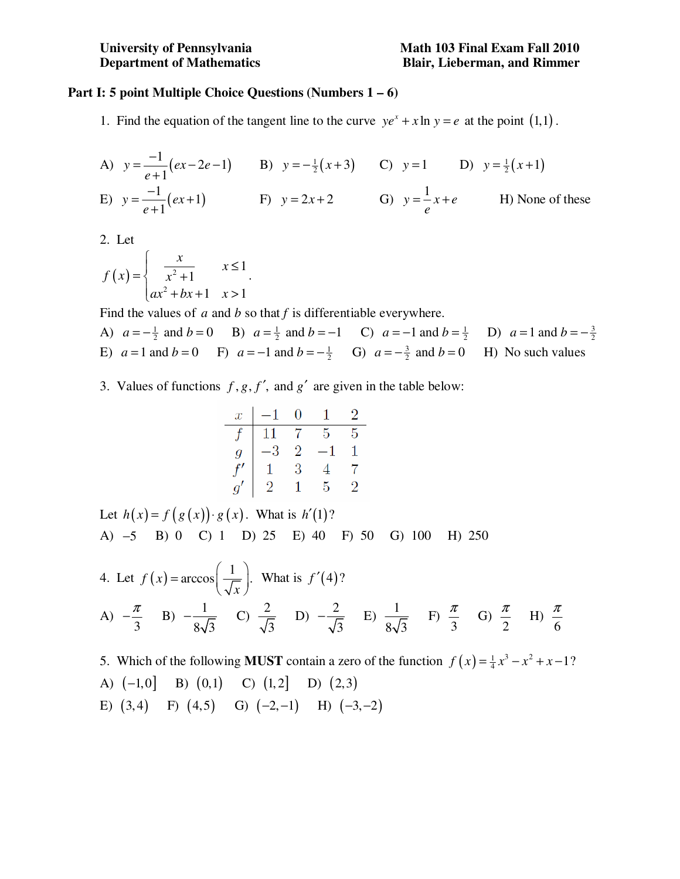University of Pennsylvania
Department of Mathematics

Math 103 Final Exam Fall 2010
Blair, Lieberman, and Rimmer

**Part I: 5 point Multiple Choice Questions (Numbers 1 – 6)**

1. Find the equation of the tangent line to the curve $ye^x + x\ln y = e$ at the point $(1,1)$.

A) $y = \frac{-1}{e+1}(ex - 2e - 1)$  B) $y = -\frac{1}{2}(x+3)$  C) $y = 1$  D) $y = \frac{1}{2}(x+1)$

E) $y = \frac{-1}{e+1}(ex+1)$  F) $y = 2x + 2$  G) $y = \frac{1}{e}x + e$  H) None of these

2. Let

$$f(x) = \begin{cases} \dfrac{x}{x^2+1} & x \le 1 \\ ax^2 + bx + 1 & x > 1 \end{cases}.$$

Find the values of $a$ and $b$ so that $f$ is differentiable everywhere.

A) $a = -\frac{1}{2}$ and $b = 0$  B) $a = \frac{1}{2}$ and $b = -1$  C) $a = -1$ and $b = \frac{1}{2}$  D) $a = 1$ and $b = -\frac{3}{2}$

E) $a = 1$ and $b = 0$  F) $a = -1$ and $b = -\frac{1}{2}$  G) $a = -\frac{3}{2}$ and $b = 0$  H) No such values

3. Values of functions $f, g, f'$, and $g'$ are given in the table below:

| $x$ | $-1$ | $0$ | $1$ | $2$ |
|---|---|---|---|---|
| $f$ | 11 | 7 | 5 | 5 |
| $g$ | $-3$ | 2 | $-1$ | 1 |
| $f'$ | 1 | 3 | 4 | 7 |
| $g'$ | 2 | 1 | 5 | 2 |

Let $h(x) = f(g(x)) \cdot g(x)$. What is $h'(1)$?

A) $-5$  B) 0  C) 1  D) 25  E) 40  F) 50  G) 100  H) 250

4. Let $f(x) = \arccos\left(\frac{1}{\sqrt{x}}\right)$. What is $f'(4)$?

A) $-\frac{\pi}{3}$  B) $-\frac{1}{8\sqrt{3}}$  C) $\frac{2}{\sqrt{3}}$  D) $-\frac{2}{\sqrt{3}}$  E) $\frac{1}{8\sqrt{3}}$  F) $\frac{\pi}{3}$  G) $\frac{\pi}{2}$  H) $\frac{\pi}{6}$

5. Which of the following **MUST** contain a zero of the function $f(x) = \frac{1}{4}x^3 - x^2 + x - 1$?

A) $(-1,0]$  B) $(0,1)$  C) $(1,2]$  D) $(2,3)$

E) $(3,4)$  F) $(4,5)$  G) $(-2,-1)$  H) $(-3,-2)$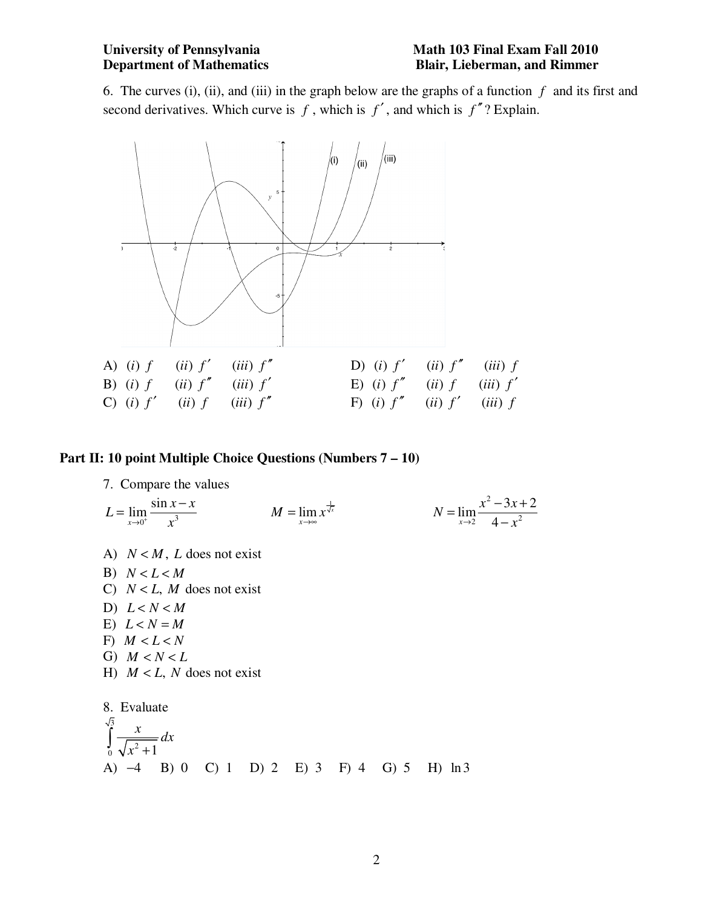6. The curves (i), (ii), and (iii) in the graph below are the graphs of a function $f$ and its first and second derivatives. Which curve is $f$, which is $f'$, and which is $f''$? Explain.

A) $(i)\ f \quad (ii)\ f' \quad (iii)\ f''$

B) $(i)\ f \quad (ii)\ f'' \quad (iii)\ f'$

C) $(i)\ f' \quad (ii)\ f \quad (iii)\ f''$

D) $(i)\ f' \quad (ii)\ f'' \quad (iii)\ f$

E) $(i)\ f'' \quad (ii)\ f \quad (iii)\ f'$

F) $(i)\ f'' \quad (ii)\ f' \quad (iii)\ f$

## Part II: 10 point Multiple Choice Questions (Numbers 7 – 10)

7. Compare the values

$$L = \lim_{x \to 0^+} \frac{\sin x - x}{x^3} \qquad M = \lim_{x \to \infty} x^{\frac{1}{\sqrt{x}}} \qquad N = \lim_{x \to 2} \frac{x^2 - 3x + 2}{4 - x^2}$$

A) $N < M$, $L$ does not exist

B) $N < L < M$

C) $N < L$, $M$ does not exist

D) $L < N < M$

E) $L < N = M$

F) $M < L < N$

G) $M < N < L$

H) $M < L$, $N$ does not exist

8. Evaluate

$$\int_0^{\sqrt{3}} \frac{x}{\sqrt{x^2+1}}\,dx$$

A) $-4$ B) $0$ C) $1$ D) $2$ E) $3$ F) $4$ G) $5$ H) $\ln 3$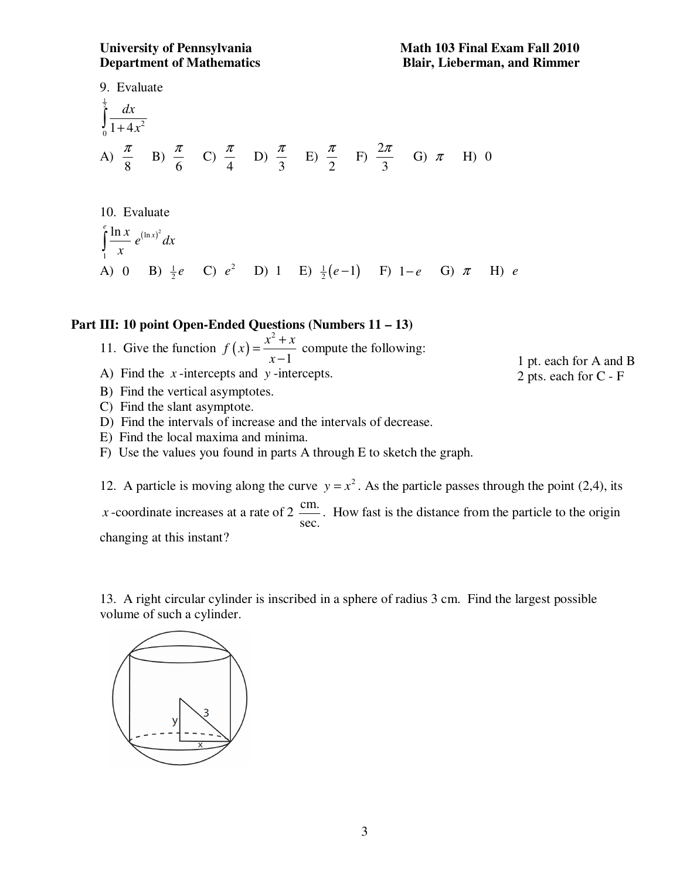9. Evaluate

$$\int_0^{\frac{1}{2}} \frac{dx}{1+4x^2}$$

A) $\frac{\pi}{8}$ B) $\frac{\pi}{6}$ C) $\frac{\pi}{4}$ D) $\frac{\pi}{3}$ E) $\frac{\pi}{2}$ F) $\frac{2\pi}{3}$ G) $\pi$ H) 0

10. Evaluate

$$\int_1^{e} \frac{\ln x}{x} e^{(\ln x)^2} dx$$

A) 0 B) $\frac{1}{2}e$ C) $e^2$ D) 1 E) $\frac{1}{2}(e-1)$ F) $1-e$ G) $\pi$ H) $e$

## Part III: 10 point Open-Ended Questions (Numbers 11 – 13)

11. Give the function $f(x) = \dfrac{x^2+x}{x-1}$ compute the following:

1 pt. each for A and B
2 pts. each for C - F

A) Find the $x$-intercepts and $y$-intercepts.
B) Find the vertical asymptotes.
C) Find the slant asymptote.
D) Find the intervals of increase and the intervals of decrease.
E) Find the local maxima and minima.
F) Use the values you found in parts A through E to sketch the graph.

12. A particle is moving along the curve $y = x^2$. As the particle passes through the point (2,4), its $x$-coordinate increases at a rate of 2 $\frac{\text{cm.}}{\text{sec.}}$. How fast is the distance from the particle to the origin changing at this instant?

13. A right circular cylinder is inscribed in a sphere of radius 3 cm. Find the largest possible volume of such a cylinder.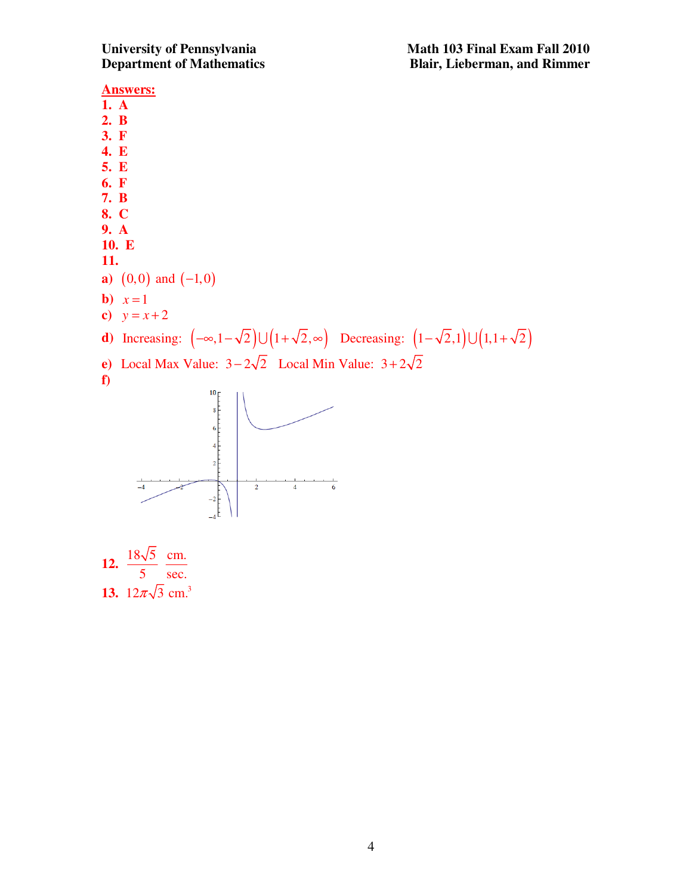University of Pennsylvania
Department of Mathematics

Math 103 Final Exam Fall 2010
Blair, Lieberman, and Rimmer

**Answers:**

**1.** A
**2.** B
**3.** F
**4.** E
**5.** E
**6.** F
**7.** B
**8.** C
**9.** A
**10.** E
**11.**

**a)** $(0,0)$ and $(-1,0)$

**b)** $x=1$

**c)** $y=x+2$

**d)** Increasing: $\left(-\infty,1-\sqrt{2}\right)\cup\left(1+\sqrt{2},\infty\right)$ Decreasing: $\left(1-\sqrt{2},1\right)\cup\left(1,1+\sqrt{2}\right)$

**e)** Local Max Value: $3-2\sqrt{2}$ Local Min Value: $3+2\sqrt{2}$

**f)**

10
8
6
4
2
-2
-4
-4
-2
2
4
6

**12.** $\dfrac{18\sqrt{5}}{5}\ \dfrac{\text{cm.}}{\text{sec.}}$

**13.** $12\pi\sqrt{3}$ cm.$^3$